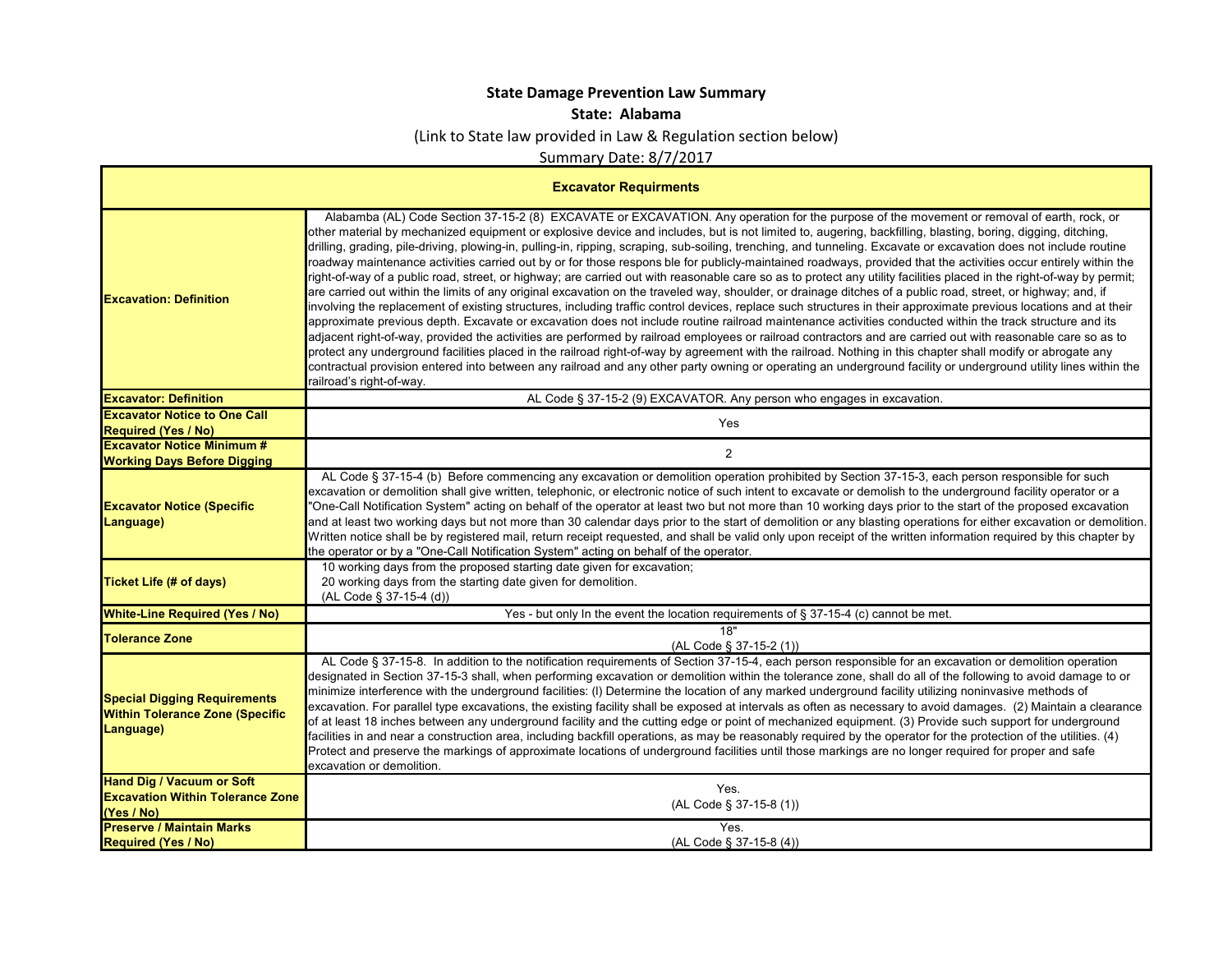# State Damage Prevention Law Summary

## State: Alabama

(Link to State law provided in Law & Regulation section below)

Summary Date: 8/7/2017

| Excavator Requirments | |
|---|---|
| **Excavation: Definition** | Alabamba (AL) Code Section 37-15-2 (8) EXCAVATE or EXCAVATION. Any operation for the purpose of the movement or removal of earth, rock, or other material by mechanized equipment or explosive device and includes, but is not limited to, augering, backfilling, blasting, boring, digging, ditching, drilling, grading, pile-driving, plowing-in, pulling-in, ripping, scraping, sub-soiling, trenching, and tunneling. Excavate or excavation does not include routine roadway maintenance activities carried out by or for those respons ble for publicly-maintained roadways, provided that the activities occur entirely within the right-of-way of a public road, street, or highway; are carried out with reasonable care so as to protect any utility facilities placed in the right-of-way by permit; are carried out within the limits of any original excavation on the traveled way, shoulder, or drainage ditches of a public road, street, or highway; and, if involving the replacement of existing structures, including traffic control devices, replace such structures in their approximate previous locations and at their approximate previous depth. Excavate or excavation does not include routine railroad maintenance activities conducted within the track structure and its adjacent right-of-way, provided the activities are performed by railroad employees or railroad contractors and are carried out with reasonable care so as to protect any underground facilities placed in the railroad right-of-way by agreement with the railroad. Nothing in this chapter shall modify or abrogate any contractual provision entered into between any railroad and any other party owning or operating an underground facility or underground utility lines within the railroad's right-of-way. |
| **Excavator: Definition** | AL Code § 37-15-2 (9) EXCAVATOR. Any person who engages in excavation. |
| **Excavator Notice to One Call Required (Yes / No)** | Yes |
| **Excavator Notice Minimum # Working Days Before Digging** | 2 |
| **Excavator Notice (Specific Language)** | AL Code § 37-15-4 (b) Before commencing any excavation or demolition operation prohibited by Section 37-15-3, each person responsible for such excavation or demolition shall give written, telephonic, or electronic notice of such intent to excavate or demolish to the underground facility operator or a "One-Call Notification System" acting on behalf of the operator at least two but not more than 10 working days prior to the start of the proposed excavation and at least two working days but not more than 30 calendar days prior to the start of demolition or any blasting operations for either excavation or demolition. Written notice shall be by registered mail, return receipt requested, and shall be valid only upon receipt of the written information required by this chapter by the operator or by a "One-Call Notification System" acting on behalf of the operator. |
| **Ticket Life (# of days)** | 10 working days from the proposed starting date given for excavation;<br>20 working days from the starting date given for demolition.<br>(AL Code § 37-15-4 (d)) |
| **White-Line Required (Yes / No)** | Yes - but only In the event the location requirements of § 37-15-4 (c) cannot be met. |
| **Tolerance Zone** | 18"<br>(AL Code § 37-15-2 (1)) |
| **Special Digging Requirements Within Tolerance Zone (Specific Language)** | AL Code § 37-15-8. In addition to the notification requirements of Section 37-15-4, each person responsible for an excavation or demolition operation designated in Section 37-15-3 shall, when performing excavation or demolition within the tolerance zone, shall do all of the following to avoid damage to or minimize interference with the underground facilities: (l) Determine the location of any marked underground facility utilizing noninvasive methods of excavation. For parallel type excavations, the existing facility shall be exposed at intervals as often as necessary to avoid damages. (2) Maintain a clearance of at least 18 inches between any underground facility and the cutting edge or point of mechanized equipment. (3) Provide such support for underground facilities in and near a construction area, including backfill operations, as may be reasonably required by the operator for the protection of the utilities. (4) Protect and preserve the markings of approximate locations of underground facilities until those markings are no longer required for proper and safe excavation or demolition. |
| **Hand Dig / Vacuum or Soft Excavation Within Tolerance Zone (Yes / No)** | Yes.<br>(AL Code § 37-15-8 (1)) |
| **Preserve / Maintain Marks Required (Yes / No)** | Yes.<br>(AL Code § 37-15-8 (4)) |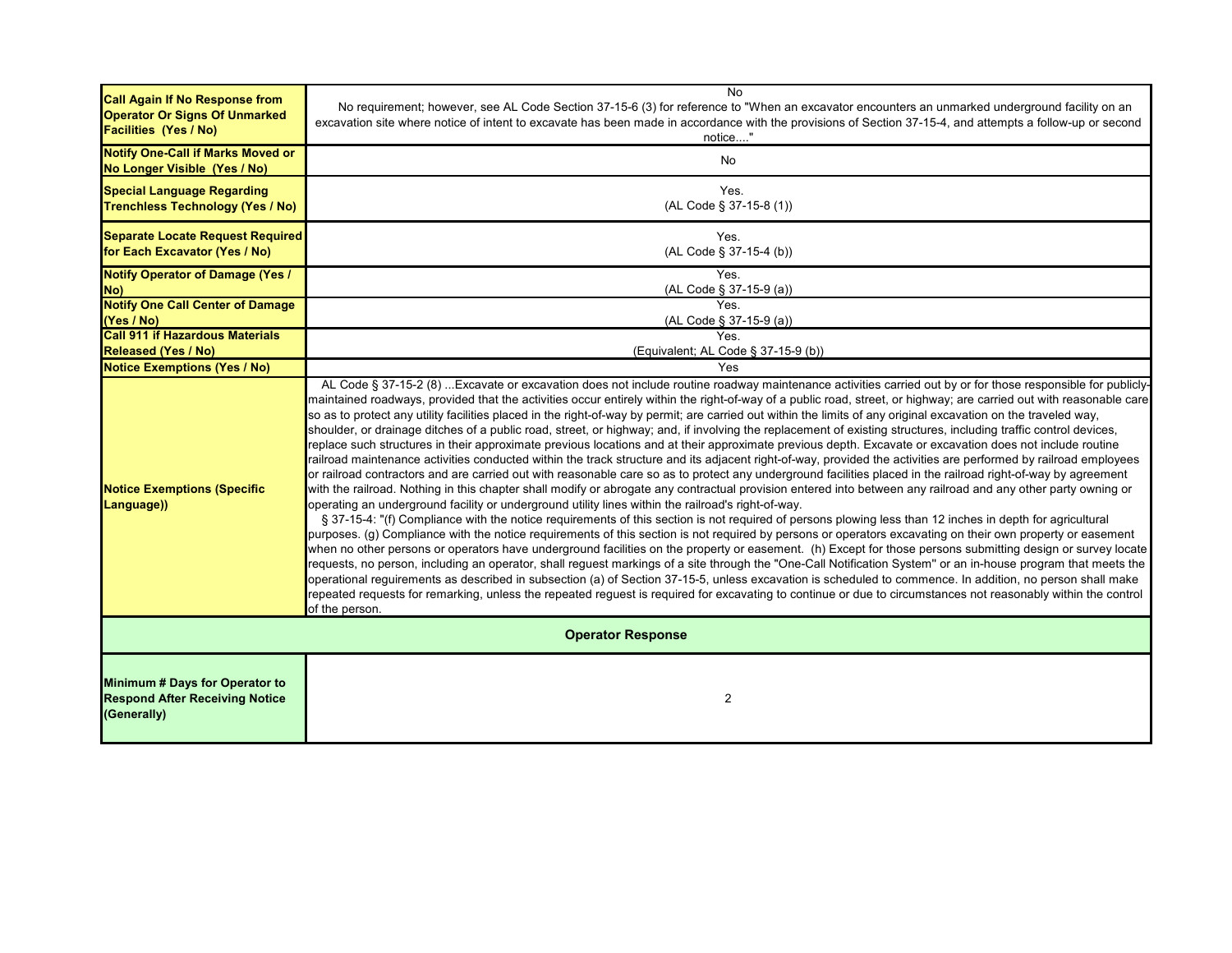| | |
|---|---|
| **Call Again If No Response from Operator Or Signs Of Unmarked Facilities (Yes / No)** | No<br>No requirement; however, see AL Code Section 37-15-6 (3) for reference to "When an excavator encounters an unmarked underground facility on an excavation site where notice of intent to excavate has been made in accordance with the provisions of Section 37-15-4, and attempts a follow-up or second notice...." |
| **Notify One-Call if Marks Moved or No Longer Visible (Yes / No)** | No |
| **Special Language Regarding Trenchless Technology (Yes / No)** | Yes.<br>(AL Code § 37-15-8 (1)) |
| **Separate Locate Request Required for Each Excavator (Yes / No)** | Yes.<br>(AL Code § 37-15-4 (b)) |
| **Notify Operator of Damage (Yes / No)** | Yes.<br>(AL Code § 37-15-9 (a)) |
| **Notify One Call Center of Damage (Yes / No)** | Yes.<br>(AL Code § 37-15-9 (a)) |
| **Call 911 if Hazardous Materials Released (Yes / No)** | Yes.<br>(Equivalent; AL Code § 37-15-9 (b)) |
| **Notice Exemptions (Yes / No)** | Yes |
| **Notice Exemptions (Specific Language))** | AL Code § 37-15-2 (8) ...Excavate or excavation does not include routine roadway maintenance activities carried out by or for those responsible for publicly-maintained roadways, provided that the activities occur entirely within the right-of-way of a public road, street, or highway; are carried out with reasonable care so as to protect any utility facilities placed in the right-of-way by permit; are carried out within the limits of any original excavation on the traveled way, shoulder, or drainage ditches of a public road, street, or highway; and, if involving the replacement of existing structures, including traffic control devices, replace such structures in their approximate previous locations and at their approximate previous depth. Excavate or excavation does not include routine railroad maintenance activities conducted within the track structure and its adjacent right-of-way, provided the activities are performed by railroad employees or railroad contractors and are carried out with reasonable care so as to protect any underground facilities placed in the railroad right-of-way by agreement with the railroad. Nothing in this chapter shall modify or abrogate any contractual provision entered into between any railroad and any other party owning or operating an underground facility or underground utility lines within the railroad's right-of-way.<br>§ 37-15-4: "(f) Compliance with the notice requirements of this section is not required of persons plowing less than 12 inches in depth for agricultural purposes. (g) Compliance with the notice requirements of this section is not required by persons or operators excavating on their own property or easement when no other persons or operators have underground facilities on the property or easement. (h) Except for those persons submitting design or survey locate requests, no person, including an operator, shall reguest markings of a site through the "One-Call Notification System" or an in-house program that meets the operational reguirements as described in subsection (a) of Section 37-15-5, unless excavation is scheduled to commence. In addition, no person shall make repeated requests for remarking, unless the repeated reguest is required for excavating to continue or due to circumstances not reasonably within the control of the person. |
| **Operator Response** | |
| **Minimum # Days for Operator to Respond After Receiving Notice (Generally)** | 2 |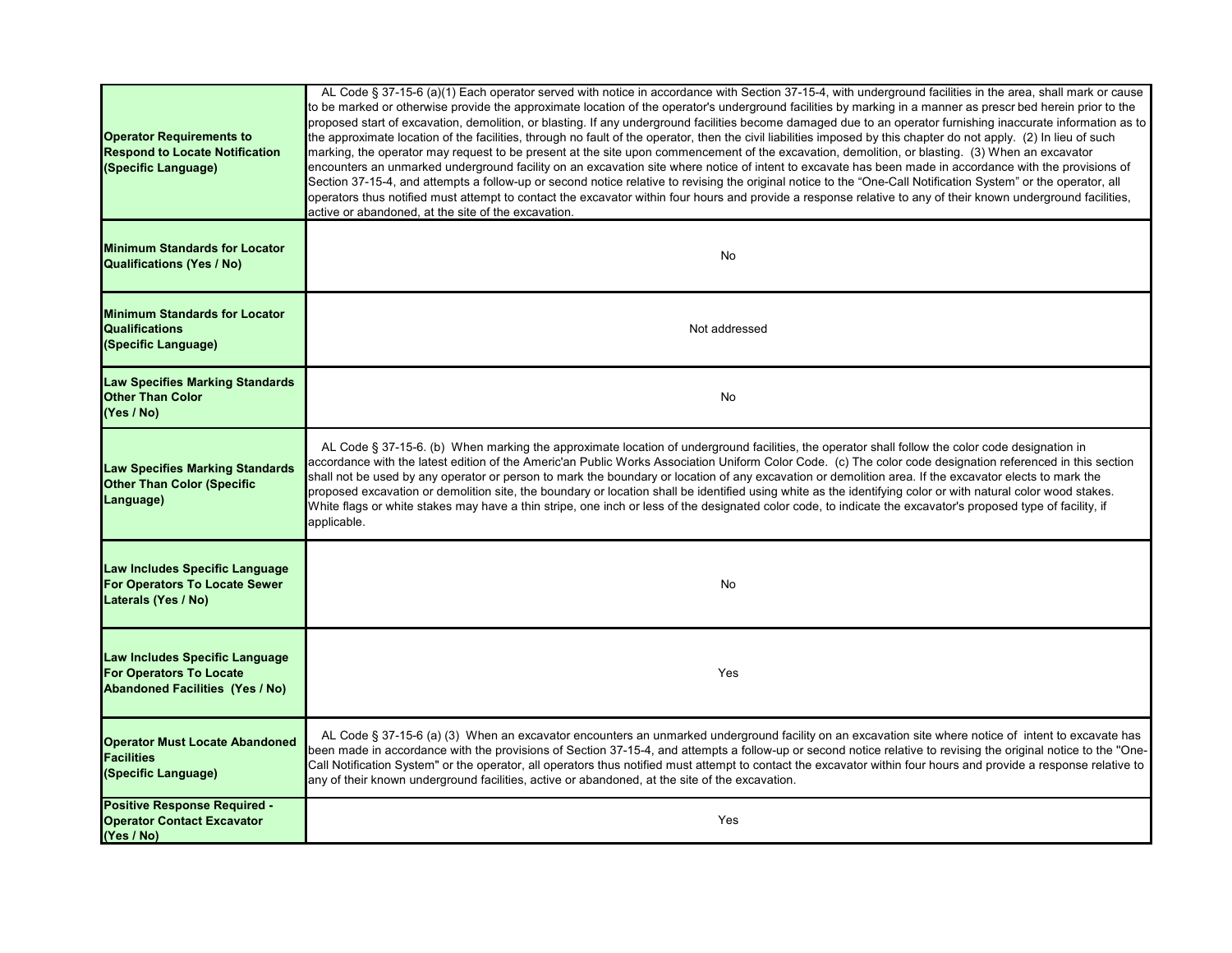| | |
|---|---|
| **Operator Requirements to Respond to Locate Notification (Specific Language)** | AL Code § 37-15-6 (a)(1) Each operator served with notice in accordance with Section 37-15-4, with underground facilities in the area, shall mark or cause to be marked or otherwise provide the approximate location of the operator's underground facilities by marking in a manner as prescr bed herein prior to the proposed start of excavation, demolition, or blasting. If any underground facilities become damaged due to an operator furnishing inaccurate information as to the approximate location of the facilities, through no fault of the operator, then the civil liabilities imposed by this chapter do not apply. (2) In lieu of such marking, the operator may request to be present at the site upon commencement of the excavation, demolition, or blasting. (3) When an excavator encounters an unmarked underground facility on an excavation site where notice of intent to excavate has been made in accordance with the provisions of Section 37-15-4, and attempts a follow-up or second notice relative to revising the original notice to the "One-Call Notification System" or the operator, all operators thus notified must attempt to contact the excavator within four hours and provide a response relative to any of their known underground facilities, active or abandoned, at the site of the excavation. |
| **Minimum Standards for Locator Qualifications (Yes / No)** | No |
| **Minimum Standards for Locator Qualifications (Specific Language)** | Not addressed |
| **Law Specifies Marking Standards Other Than Color (Yes / No)** | No |
| **Law Specifies Marking Standards Other Than Color (Specific Language)** | AL Code § 37-15-6. (b) When marking the approximate location of underground facilities, the operator shall follow the color code designation in accordance with the latest edition of the Americ'an Public Works Association Uniform Color Code. (c) The color code designation referenced in this section shall not be used by any operator or person to mark the boundary or location of any excavation or demolition area. If the excavator elects to mark the proposed excavation or demolition site, the boundary or location shall be identified using white as the identifying color or with natural color wood stakes. White flags or white stakes may have a thin stripe, one inch or less of the designated color code, to indicate the excavator's proposed type of facility, if applicable. |
| **Law Includes Specific Language For Operators To Locate Sewer Laterals (Yes / No)** | No |
| **Law Includes Specific Language For Operators To Locate Abandoned Facilities (Yes / No)** | Yes |
| **Operator Must Locate Abandoned Facilities (Specific Language)** | AL Code § 37-15-6 (a) (3) When an excavator encounters an unmarked underground facility on an excavation site where notice of intent to excavate has been made in accordance with the provisions of Section 37-15-4, and attempts a follow-up or second notice relative to revising the original notice to the "One-Call Notification System" or the operator, all operators thus notified must attempt to contact the excavator within four hours and provide a response relative to any of their known underground facilities, active or abandoned, at the site of the excavation. |
| **Positive Response Required - Operator Contact Excavator (Yes / No)** | Yes |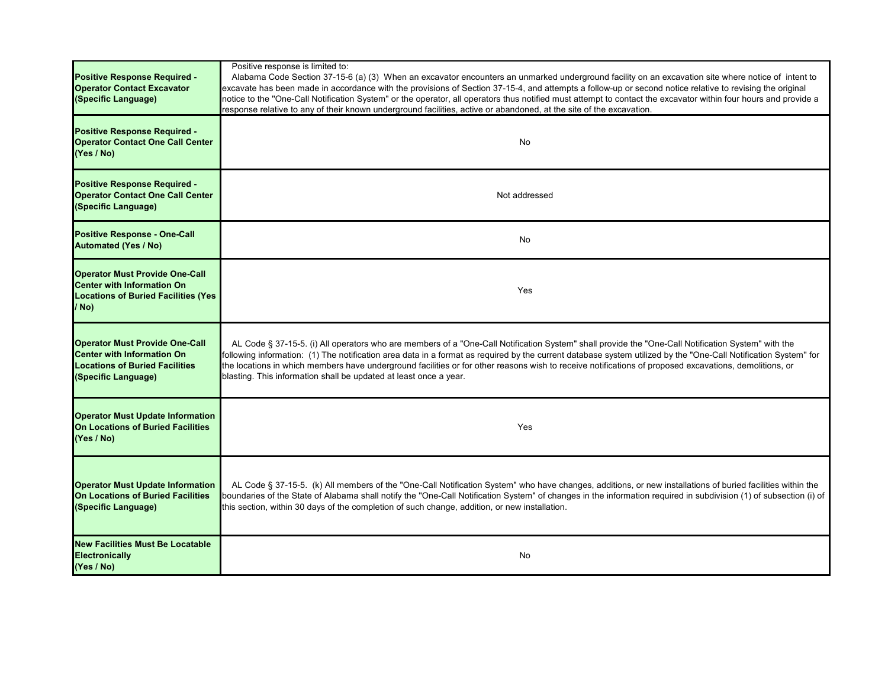| | |
|---|---|
| **Positive Response Required - Operator Contact Excavator (Specific Language)** | Positive response is limited to: Alabama Code Section 37-15-6 (a) (3) When an excavator encounters an unmarked underground facility on an excavation site where notice of intent to excavate has been made in accordance with the provisions of Section 37-15-4, and attempts a follow-up or second notice relative to revising the original notice to the "One-Call Notification System" or the operator, all operators thus notified must attempt to contact the excavator within four hours and provide a response relative to any of their known underground facilities, active or abandoned, at the site of the excavation. |
| **Positive Response Required - Operator Contact One Call Center (Yes / No)** | No |
| **Positive Response Required - Operator Contact One Call Center (Specific Language)** | Not addressed |
| **Positive Response - One-Call Automated (Yes / No)** | No |
| **Operator Must Provide One-Call Center with Information On Locations of Buried Facilities (Yes / No)** | Yes |
| **Operator Must Provide One-Call Center with Information On Locations of Buried Facilities (Specific Language)** | AL Code § 37-15-5. (i) All operators who are members of a "One-Call Notification System" shall provide the "One-Call Notification System" with the following information: (1) The notification area data in a format as required by the current database system utilized by the "One-Call Notification System" for the locations in which members have underground facilities or for other reasons wish to receive notifications of proposed excavations, demolitions, or blasting. This information shall be updated at least once a year. |
| **Operator Must Update Information On Locations of Buried Facilities (Yes / No)** | Yes |
| **Operator Must Update Information On Locations of Buried Facilities (Specific Language)** | AL Code § 37-15-5. (k) All members of the "One-Call Notification System" who have changes, additions, or new installations of buried facilities within the boundaries of the State of Alabama shall notify the "One-Call Notification System" of changes in the information required in subdivision (1) of subsection (i) of this section, within 30 days of the completion of such change, addition, or new installation. |
| **New Facilities Must Be Locatable Electronically (Yes / No)** | No |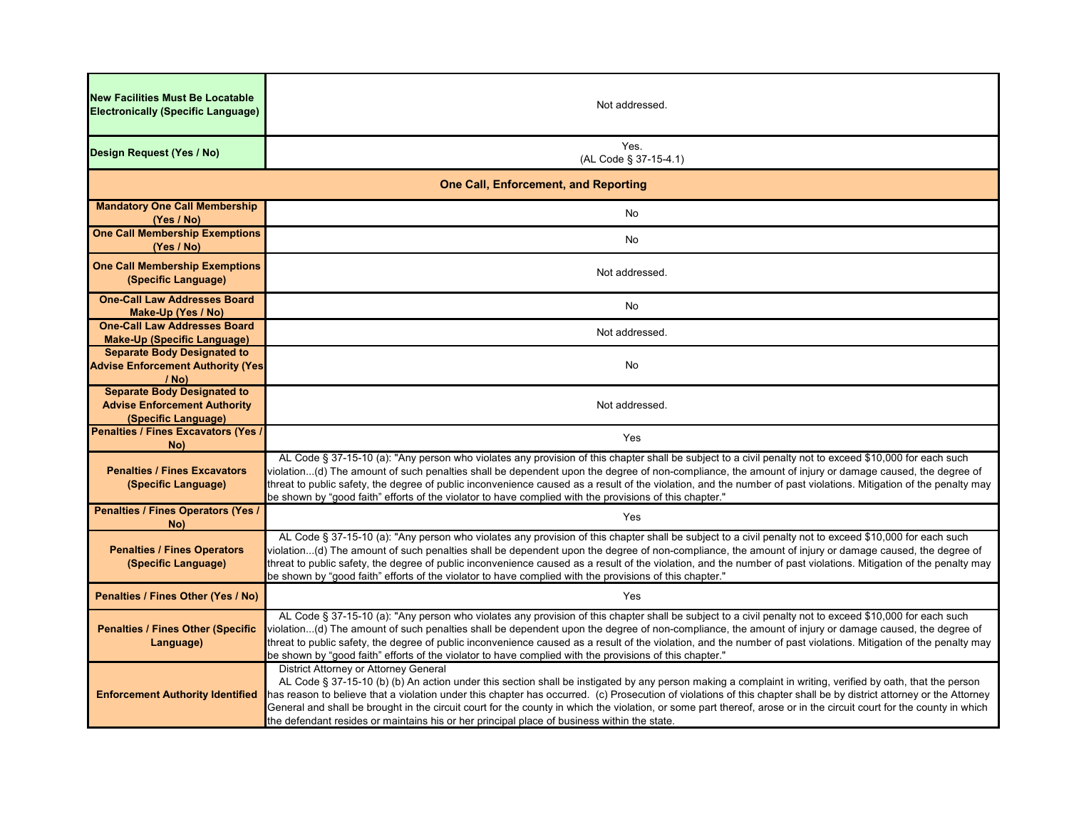| | |
|---|---|
| **New Facilities Must Be Locatable Electronically (Specific Language)** | Not addressed. |
| **Design Request (Yes / No)** | Yes.<br>(AL Code § 37-15-4.1) |
| **One Call, Enforcement, and Reporting** | |
| **Mandatory One Call Membership (Yes / No)** | No |
| **One Call Membership Exemptions (Yes / No)** | No |
| **One Call Membership Exemptions (Specific Language)** | Not addressed. |
| **One-Call Law Addresses Board Make-Up (Yes / No)** | No |
| **One-Call Law Addresses Board Make-Up (Specific Language)** | Not addressed. |
| **Separate Body Designated to Advise Enforcement Authority (Yes / No)** | No |
| **Separate Body Designated to Advise Enforcement Authority (Specific Language)** | Not addressed. |
| **Penalties / Fines Excavators (Yes / No)** | Yes |
| **Penalties / Fines Excavators (Specific Language)** | AL Code § 37-15-10 (a): "Any person who violates any provision of this chapter shall be subject to a civil penalty not to exceed $10,000 for each such violation...(d) The amount of such penalties shall be dependent upon the degree of non-compliance, the amount of injury or damage caused, the degree of threat to public safety, the degree of public inconvenience caused as a result of the violation, and the number of past violations. Mitigation of the penalty may be shown by "good faith" efforts of the violator to have complied with the provisions of this chapter." |
| **Penalties / Fines Operators (Yes / No)** | Yes |
| **Penalties / Fines Operators (Specific Language)** | AL Code § 37-15-10 (a): "Any person who violates any provision of this chapter shall be subject to a civil penalty not to exceed $10,000 for each such violation...(d) The amount of such penalties shall be dependent upon the degree of non-compliance, the amount of injury or damage caused, the degree of threat to public safety, the degree of public inconvenience caused as a result of the violation, and the number of past violations. Mitigation of the penalty may be shown by "good faith" efforts of the violator to have complied with the provisions of this chapter." |
| **Penalties / Fines Other (Yes / No)** | Yes |
| **Penalties / Fines Other (Specific Language)** | AL Code § 37-15-10 (a): "Any person who violates any provision of this chapter shall be subject to a civil penalty not to exceed $10,000 for each such violation...(d) The amount of such penalties shall be dependent upon the degree of non-compliance, the amount of injury or damage caused, the degree of threat to public safety, the degree of public inconvenience caused as a result of the violation, and the number of past violations. Mitigation of the penalty may be shown by "good faith" efforts of the violator to have complied with the provisions of this chapter." |
| **Enforcement Authority Identified** | District Attorney or Attorney General<br>AL Code § 37-15-10 (b) (b) An action under this section shall be instigated by any person making a complaint in writing, verified by oath, that the person has reason to believe that a violation under this chapter has occurred. (c) Prosecution of violations of this chapter shall be by district attorney or the Attorney General and shall be brought in the circuit court for the county in which the violation, or some part thereof, arose or in the circuit court for the county in which the defendant resides or maintains his or her principal place of business within the state. |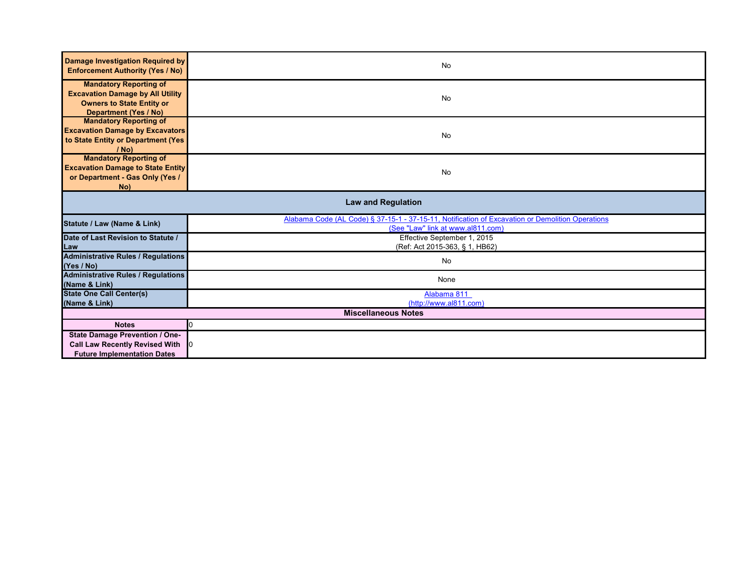| | |
|---|---|
| **Damage Investigation Required by Enforcement Authority (Yes / No)** | No |
| **Mandatory Reporting of Excavation Damage by All Utility Owners to State Entity or Department (Yes / No)** | No |
| **Mandatory Reporting of Excavation Damage by Excavators to State Entity or Department (Yes / No)** | No |
| **Mandatory Reporting of Excavation Damage to State Entity or Department - Gas Only (Yes / No)** | No |
| **Law and Regulation** | |
| **Statute / Law (Name & Link)** | Alabama Code (AL Code) § 37-15-1 - 37-15-11, Notification of Excavation or Demolition Operations (See "Law" link at www.al811.com) |
| **Date of Last Revision to Statute / Law** | Effective September 1, 2015 (Ref: Act 2015-363, § 1, HB62) |
| **Administrative Rules / Regulations (Yes / No)** | No |
| **Administrative Rules / Regulations (Name & Link)** | None |
| **State One Call Center(s) (Name & Link)** | Alabama 811 (http://www.al811.com) |
| **Miscellaneous Notes** | |
| **Notes** | 0 |
| **State Damage Prevention / One-Call Law Recently Revised With Future Implementation Dates** | 0 |